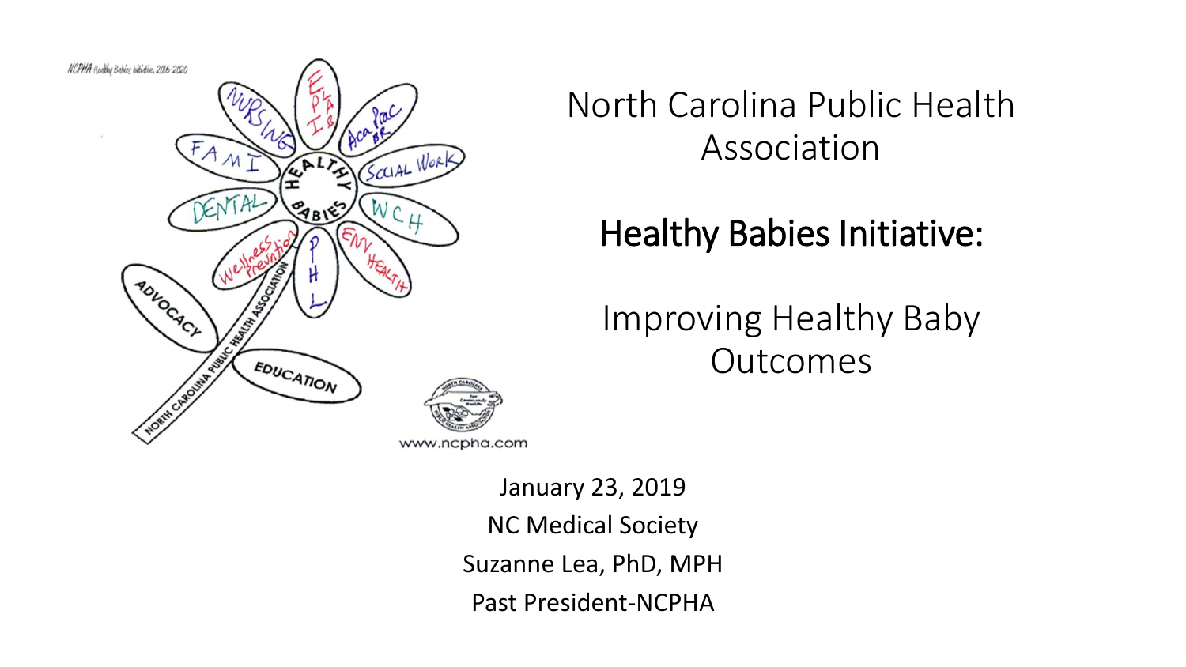# North Carolina Public Health Association

## Healthy Babies Initiative:

Improving Healthy Baby Outcomes

January 23, 2019

NC Medical Society

Suzanne Lea, PhD, MPH

Past President-NCPHA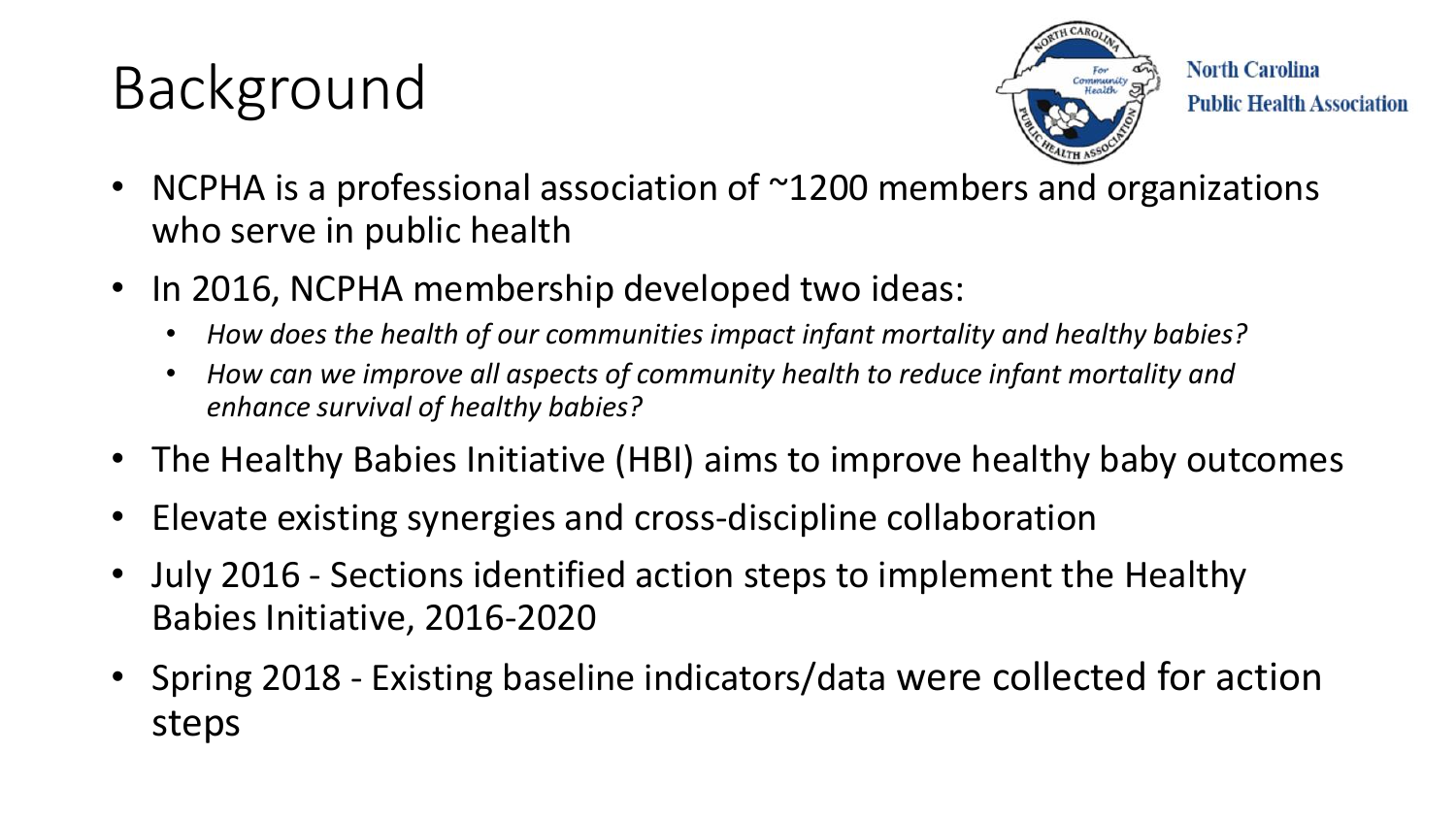# Background

North Carolina Public Health Association

- NCPHA is a professional association of ~1200 members and organizations who serve in public health
- In 2016, NCPHA membership developed two ideas:
  - *How does the health of our communities impact infant mortality and healthy babies?*
  - *How can we improve all aspects of community health to reduce infant mortality and enhance survival of healthy babies?*
- The Healthy Babies Initiative (HBI) aims to improve healthy baby outcomes
- Elevate existing synergies and cross-discipline collaboration
- July 2016 - Sections identified action steps to implement the Healthy Babies Initiative, 2016-2020
- Spring 2018 - Existing baseline indicators/data were collected for action steps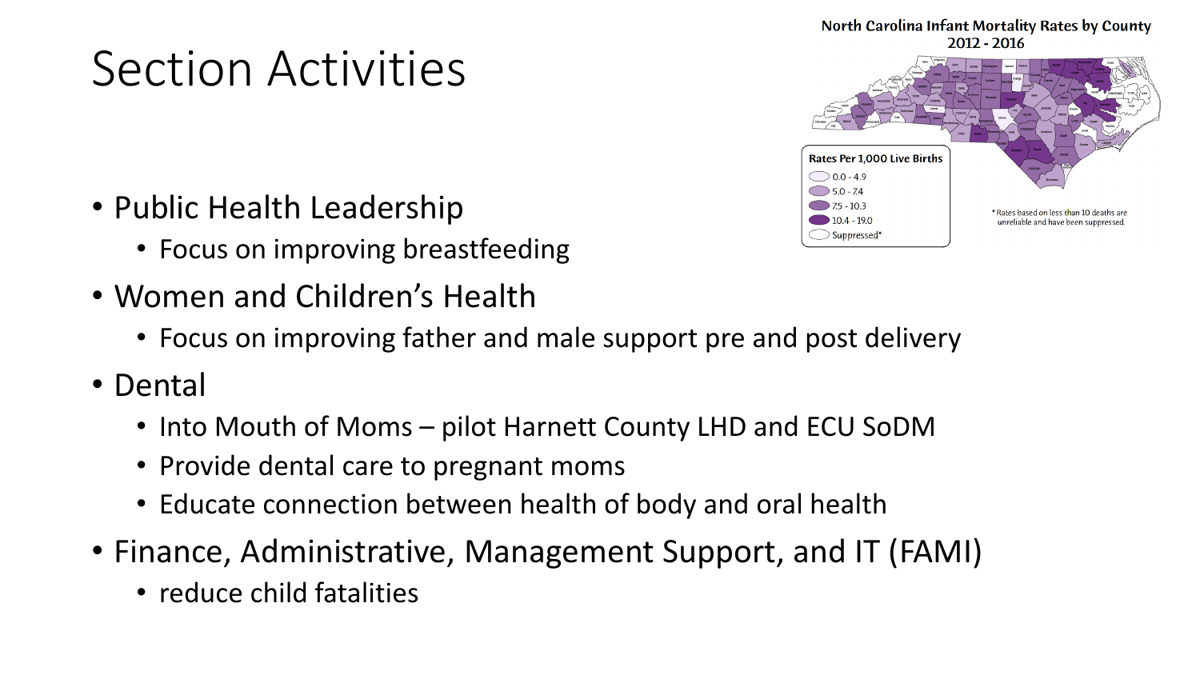# Section Activities

- Public Health Leadership
  - Focus on improving breastfeeding
- Women and Children's Health
  - Focus on improving father and male support pre and post delivery
- Dental
  - Into Mouth of Moms – pilot Harnett County LHD and ECU SoDM
  - Provide dental care to pregnant moms
  - Educate connection between health of body and oral health
- Finance, Administrative, Management Support, and IT (FAMI)
  - reduce child fatalities

**North Carolina Infant Mortality Rates by County 2012 - 2016**

Rates Per 1,000 Live Births
- 0.0 - 4.9
- 5.0 - 7.4
- 7.5 - 10.3
- 10.4 - 19.0
- Suppressed*

* Rates based on less than 10 deaths are unreliable and have been suppressed.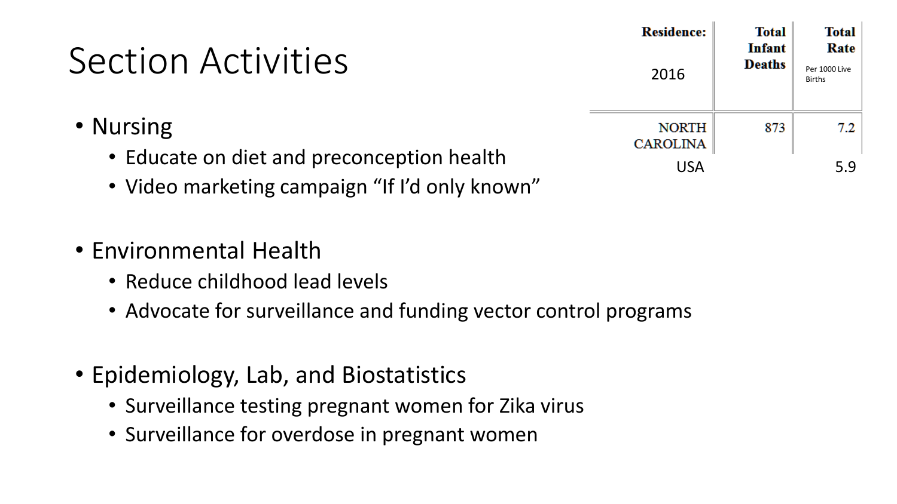# Section Activities

| Residence: 2016 | Total Infant Deaths | Total Rate Per 1000 Live Births |
|---|---|---|
| NORTH CAROLINA | 873 | 7.2 |
| USA | | 5.9 |

- Nursing
  - Educate on diet and preconception health
  - Video marketing campaign "If I'd only known"

- Environmental Health
  - Reduce childhood lead levels
  - Advocate for surveillance and funding vector control programs

- Epidemiology, Lab, and Biostatistics
  - Surveillance testing pregnant women for Zika virus
  - Surveillance for overdose in pregnant women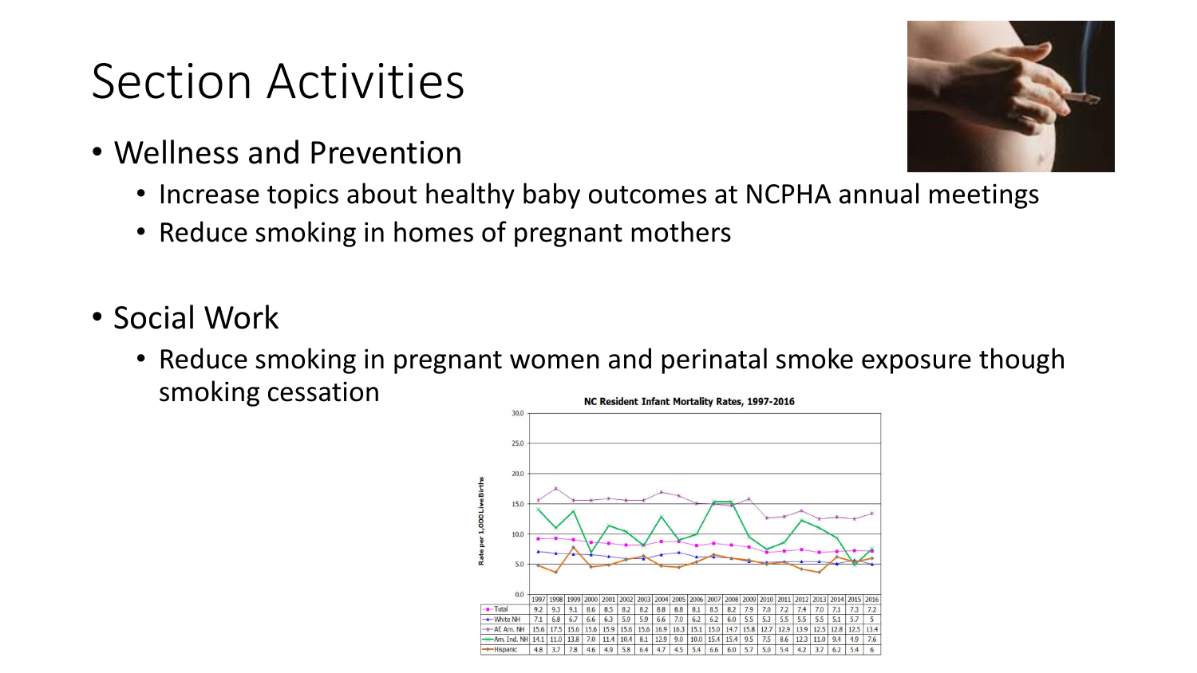# Section Activities

- Wellness and Prevention
  - Increase topics about healthy baby outcomes at NCPHA annual meetings
  - Reduce smoking in homes of pregnant mothers

- Social Work
  - Reduce smoking in pregnant women and perinatal smoke exposure though smoking cessation

**NC Resident Infant Mortality Rates, 1997-2016**

Rate per 1,000 Live Births

| | 1997 | 1998 | 1999 | 2000 | 2001 | 2002 | 2003 | 2004 | 2005 | 2006 | 2007 | 2008 | 2009 | 2010 | 2011 | 2012 | 2013 | 2014 | 2015 | 2016 |
|---|---|---|---|---|---|---|---|---|---|---|---|---|---|---|---|---|---|---|---|---|
| Total | 9.2 | 9.3 | 9.1 | 8.6 | 8.5 | 8.2 | 8.2 | 8.8 | 8.8 | 8.1 | 8.5 | 8.2 | 7.9 | 7.0 | 7.2 | 7.4 | 7.0 | 7.1 | 7.3 | 7.2 |
| White NH | 7.1 | 6.8 | 6.7 | 6.6 | 6.3 | 5.9 | 5.9 | 6.6 | 7.0 | 6.2 | 6.2 | 6.0 | 5.5 | 5.3 | 5.5 | 5.5 | 5.5 | 5.1 | 5.7 | 5 |
| Af. Am. NH | 15.6 | 17.5 | 15.6 | 15.6 | 15.9 | 15.6 | 15.6 | 16.9 | 16.3 | 15.1 | 15.0 | 14.7 | 15.8 | 12.7 | 12.9 | 13.9 | 12.5 | 12.8 | 12.5 | 13.4 |
| Am. Ind. NH | 14.1 | 11.0 | 13.8 | 7.0 | 11.4 | 10.4 | 8.1 | 12.9 | 9.0 | 10.0 | 15.4 | 15.4 | 9.5 | 7.5 | 8.6 | 12.3 | 11.0 | 9.4 | 4.9 | 7.6 |
| Hispanic | 4.8 | 3.7 | 7.8 | 4.6 | 4.9 | 5.8 | 6.4 | 4.7 | 4.5 | 5.4 | 6.6 | 6.0 | 5.7 | 5.0 | 5.4 | 4.2 | 3.7 | 6.2 | 5.4 | 6 |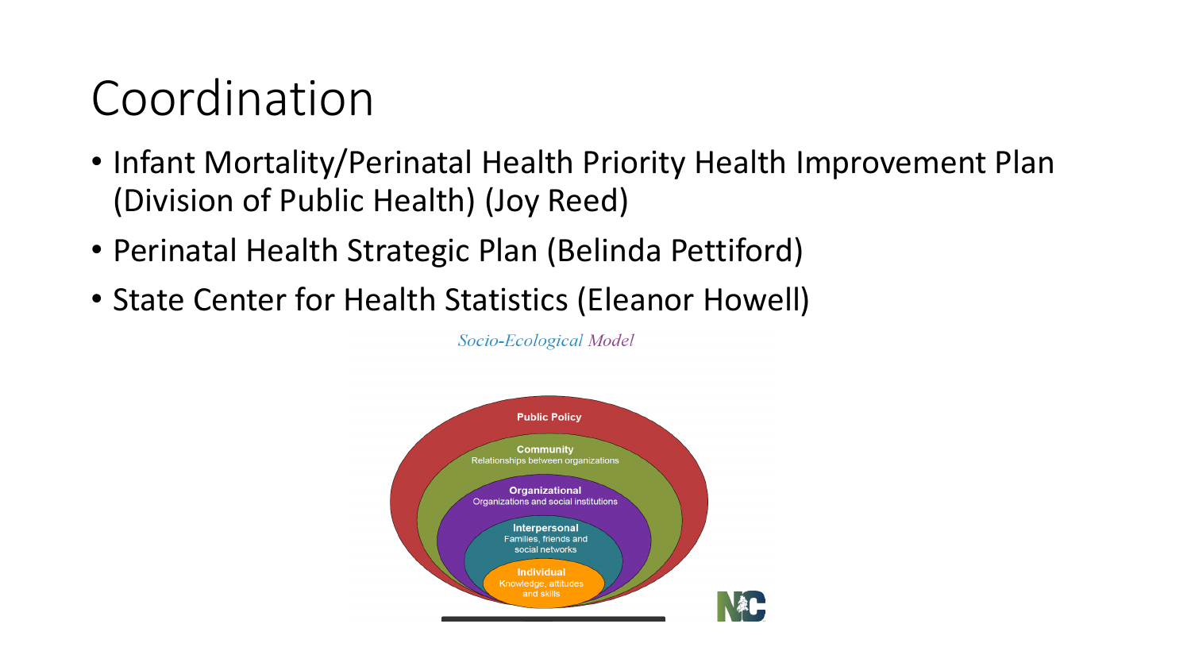# Coordination

- Infant Mortality/Perinatal Health Priority Health Improvement Plan (Division of Public Health) (Joy Reed)
- Perinatal Health Strategic Plan (Belinda Pettiford)
- State Center for Health Statistics (Eleanor Howell)

*Socio-Ecological Model*

Public Policy

Community
Relationships between organizations

Organizational
Organizations and social institutions

Interpersonal
Families, friends and social networks

Individual
Knowledge, attitudes and skills